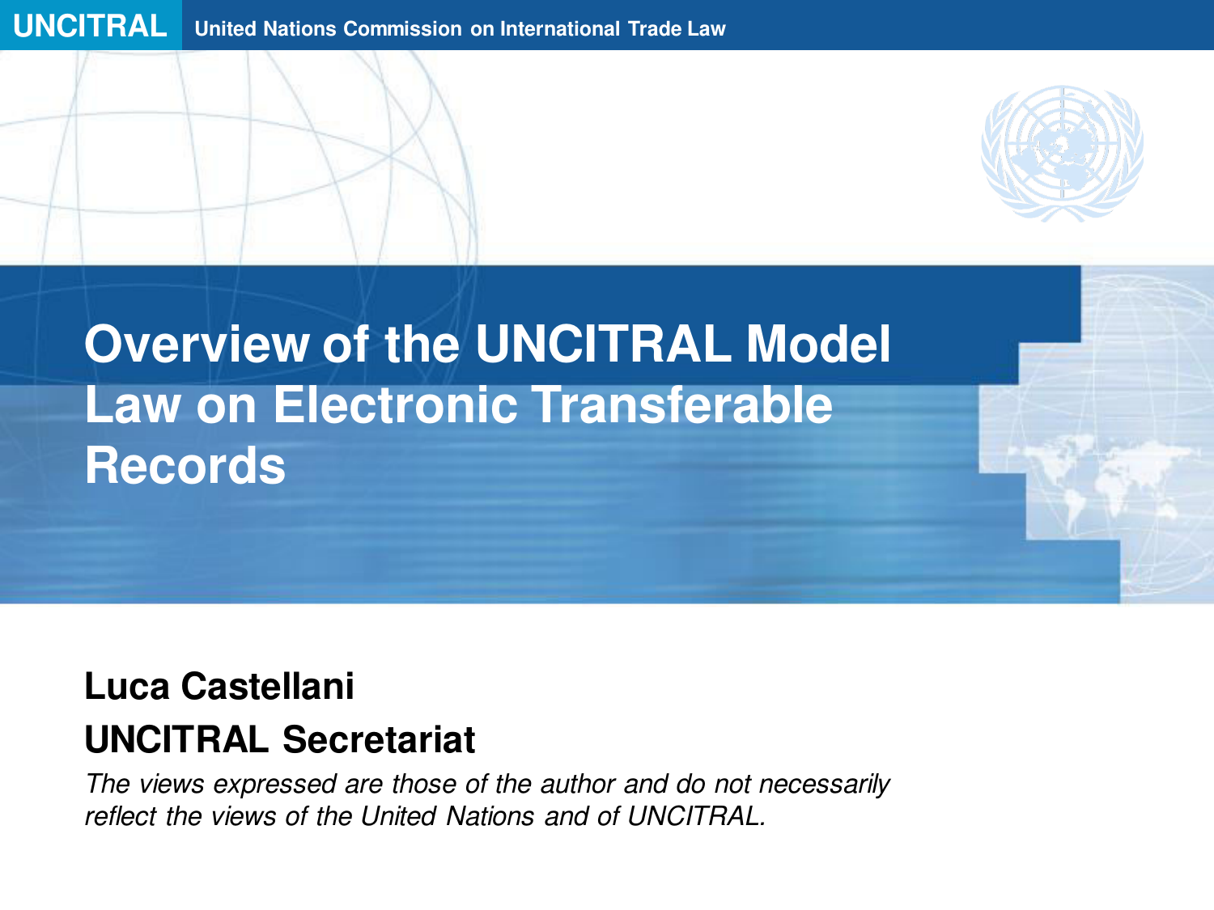UNCITRAL United Nations Commission on International Trade Law

# Overview of the UNCITRAL Model Law on Electronic Transferable Records

**Luca Castellani**

**UNCITRAL Secretariat**

*The views expressed are those of the author and do not necessarily reflect the views of the United Nations and of UNCITRAL.*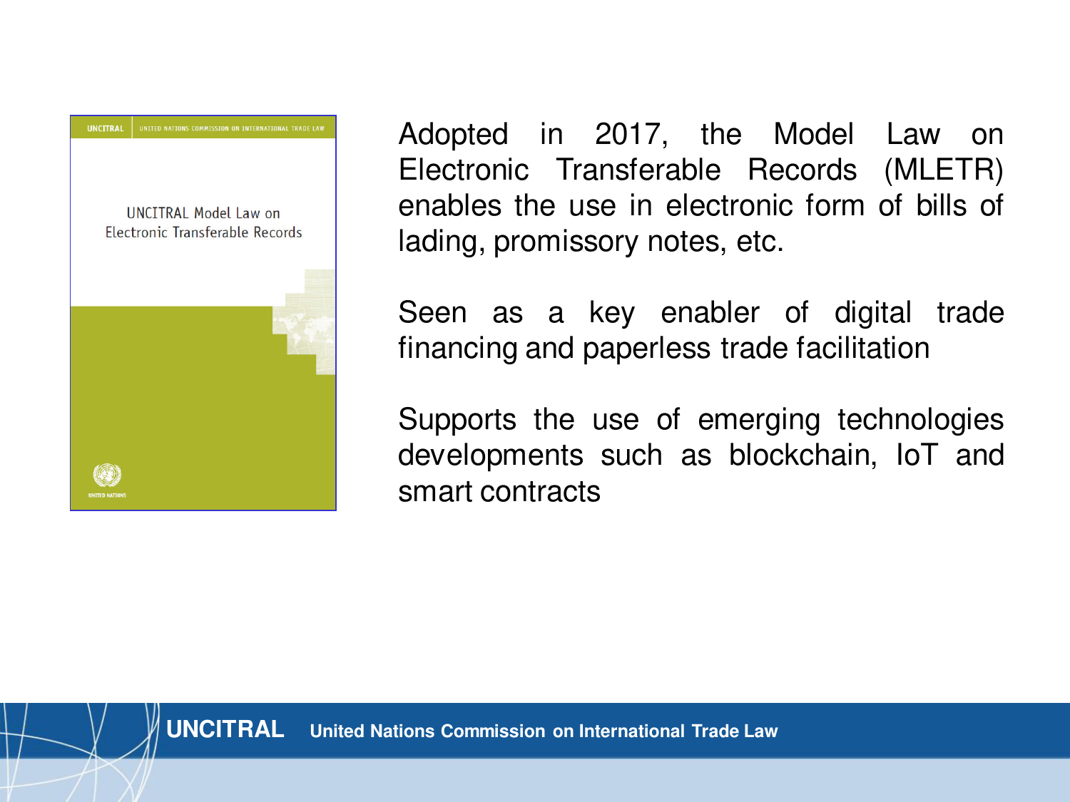Adopted in 2017, the Model Law on Electronic Transferable Records (MLETR) enables the use in electronic form of bills of lading, promissory notes, etc.

Seen as a key enabler of digital trade financing and paperless trade facilitation

Supports the use of emerging technologies developments such as blockchain, IoT and smart contracts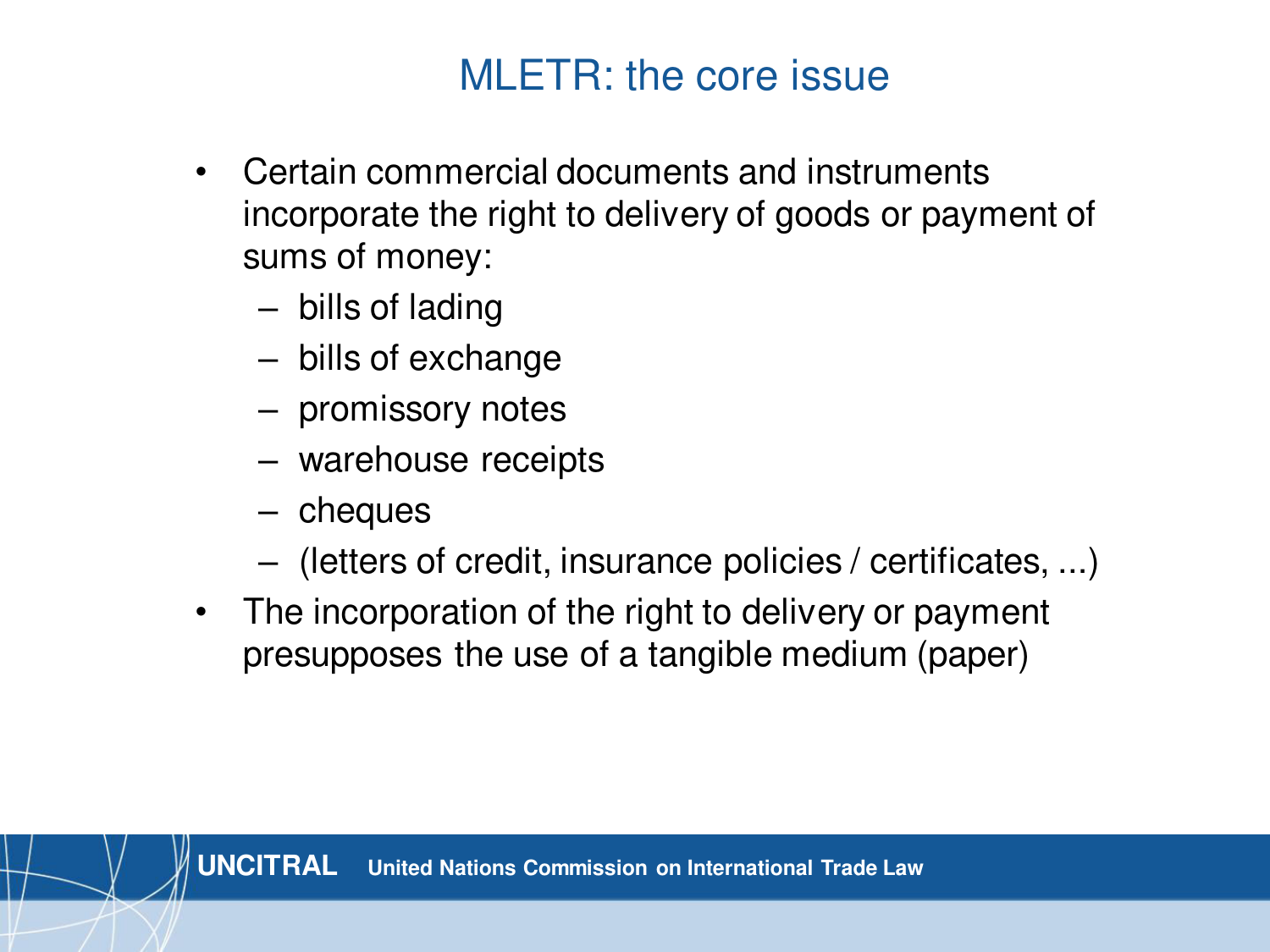# MLETR: the core issue

- Certain commercial documents and instruments incorporate the right to delivery of goods or payment of sums of money:
  - bills of lading
  - bills of exchange
  - promissory notes
  - warehouse receipts
  - cheques
  - (letters of credit, insurance policies / certificates, ...)
- The incorporation of the right to delivery or payment presupposes the use of a tangible medium (paper)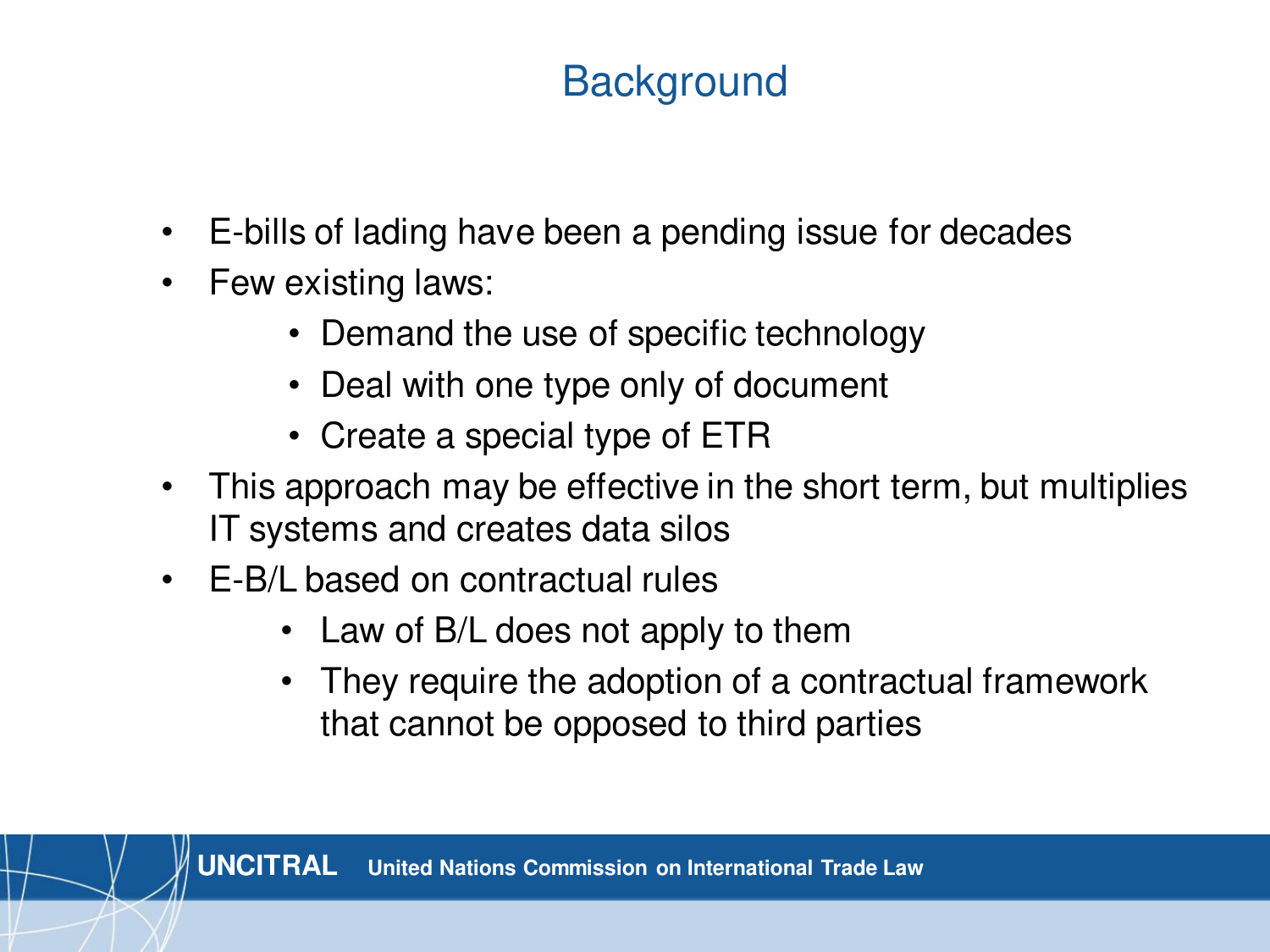# Background

- E-bills of lading have been a pending issue for decades
- Few existing laws:
  - Demand the use of specific technology
  - Deal with one type only of document
  - Create a special type of ETR
- This approach may be effective in the short term, but multiplies IT systems and creates data silos
- E-B/L based on contractual rules
  - Law of B/L does not apply to them
  - They require the adoption of a contractual framework that cannot be opposed to third parties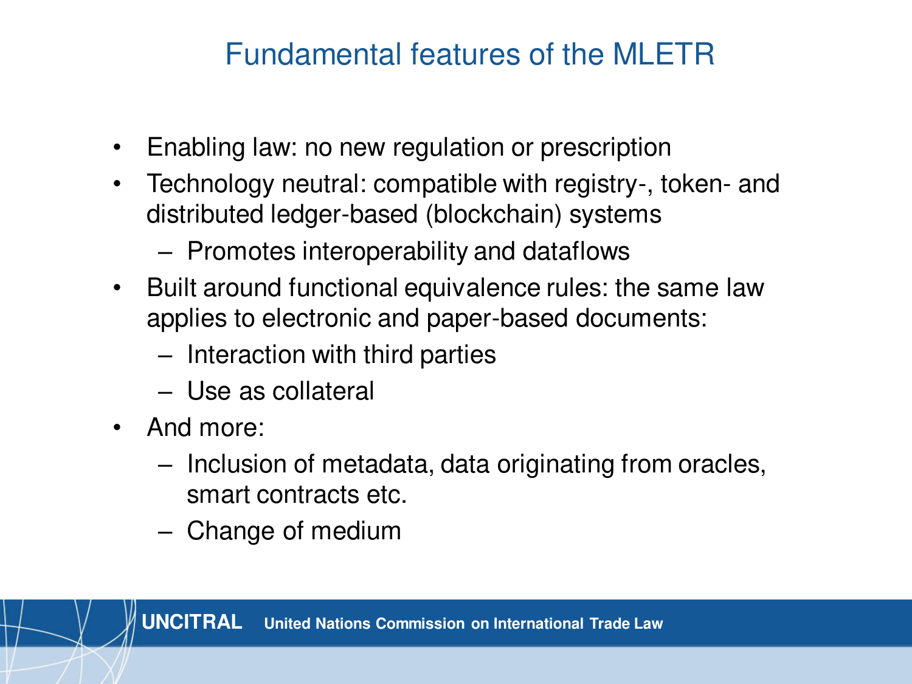# Fundamental features of the MLETR

- Enabling law: no new regulation or prescription
- Technology neutral: compatible with registry-, token- and distributed ledger-based (blockchain) systems
  - Promotes interoperability and dataflows
- Built around functional equivalence rules: the same law applies to electronic and paper-based documents:
  - Interaction with third parties
  - Use as collateral
- And more:
  - Inclusion of metadata, data originating from oracles, smart contracts etc.
  - Change of medium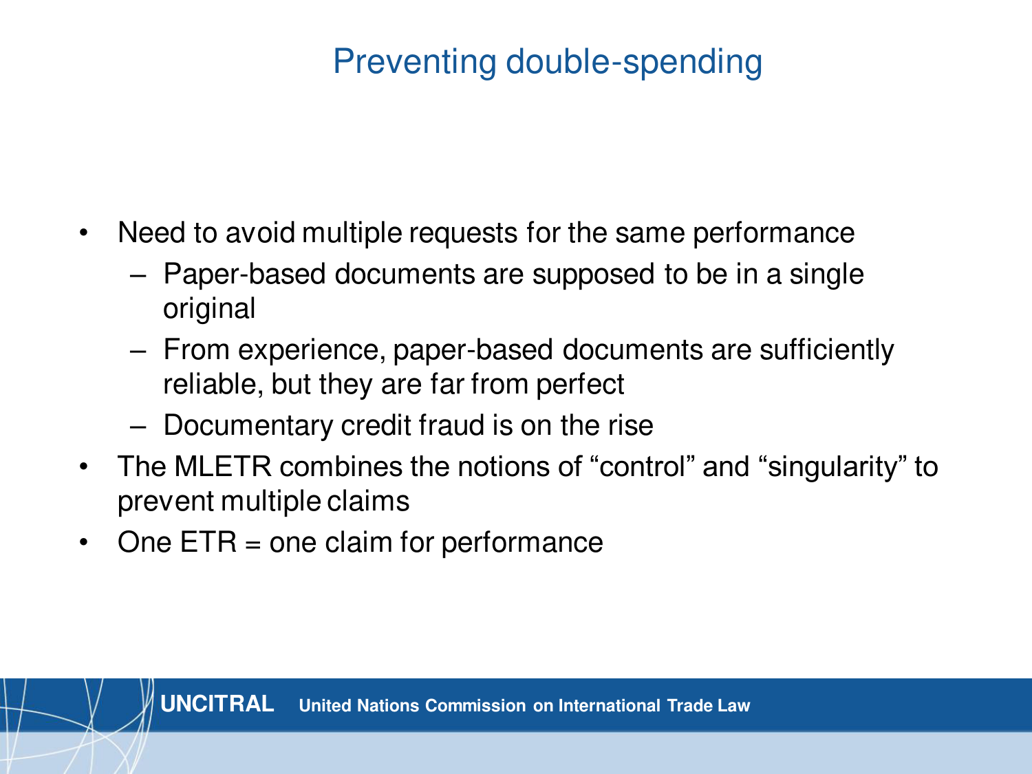# Preventing double-spending

- Need to avoid multiple requests for the same performance
  - Paper-based documents are supposed to be in a single original
  - From experience, paper-based documents are sufficiently reliable, but they are far from perfect
  - Documentary credit fraud is on the rise
- The MLETR combines the notions of "control" and "singularity" to prevent multiple claims
- One ETR = one claim for performance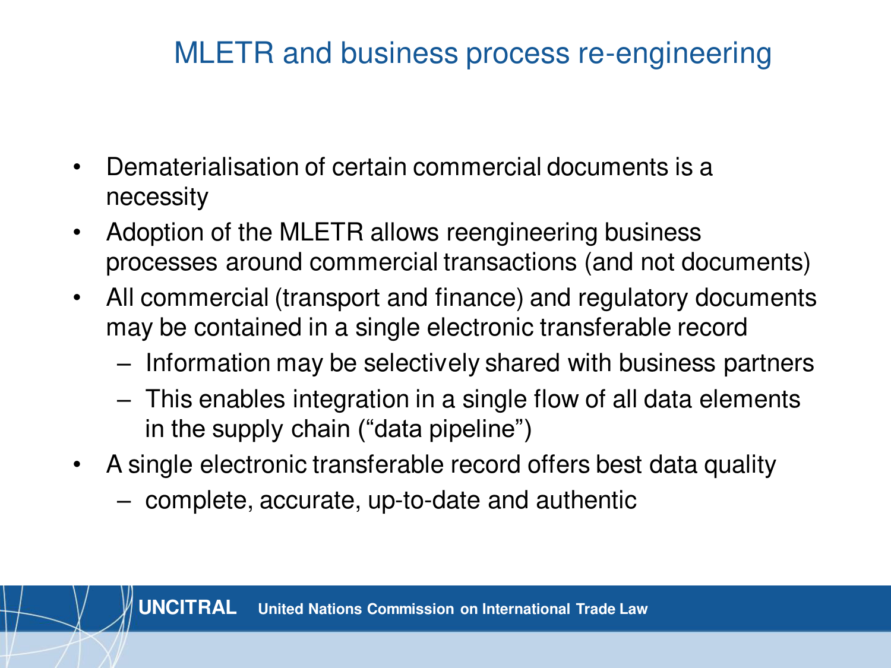# MLETR and business process re-engineering

- Dematerialisation of certain commercial documents is a necessity
- Adoption of the MLETR allows reengineering business processes around commercial transactions (and not documents)
- All commercial (transport and finance) and regulatory documents may be contained in a single electronic transferable record
  - Information may be selectively shared with business partners
  - This enables integration in a single flow of all data elements in the supply chain (“data pipeline”)
- A single electronic transferable record offers best data quality
  - complete, accurate, up-to-date and authentic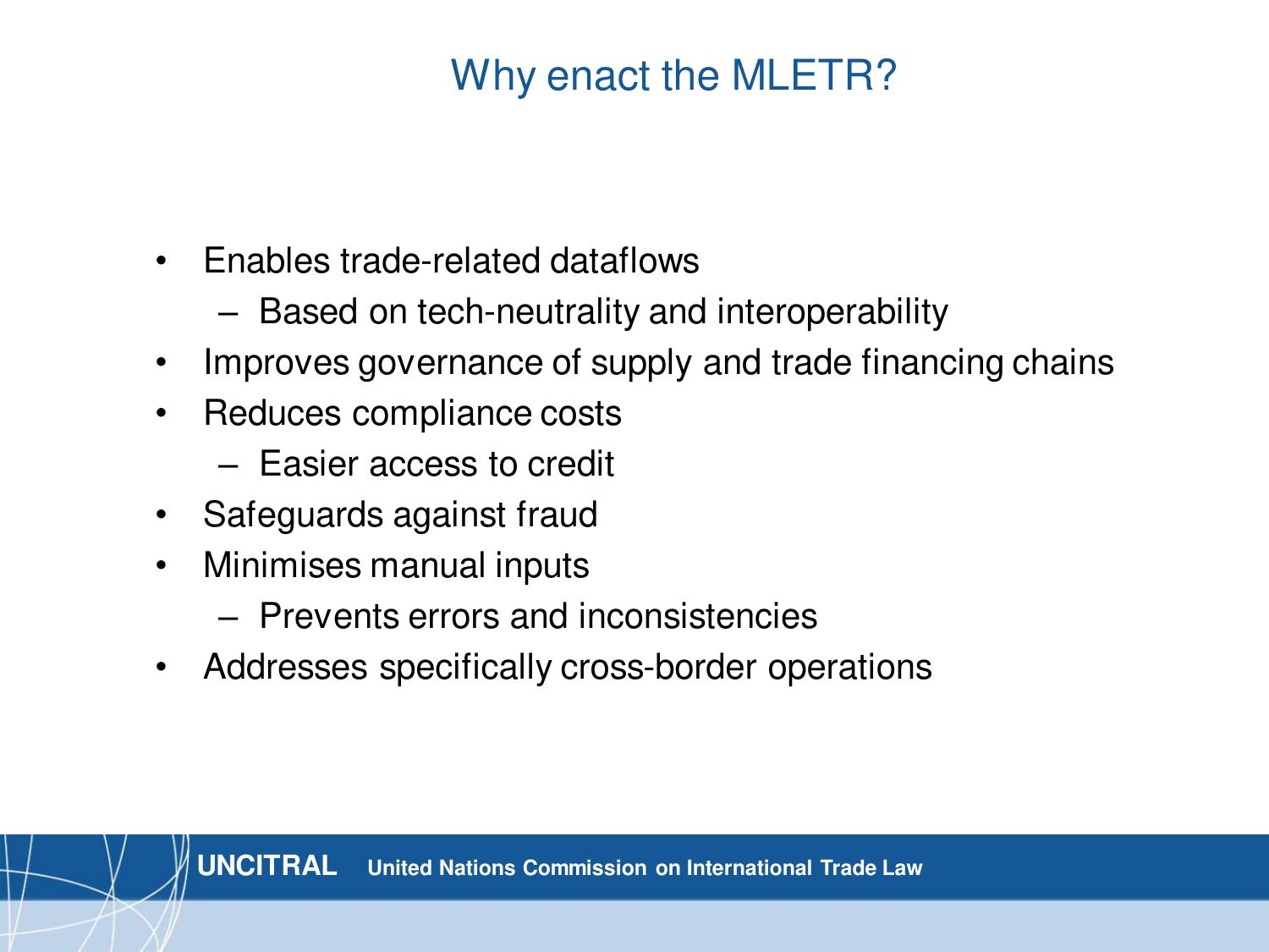# Why enact the MLETR?

- Enables trade-related dataflows
  - Based on tech-neutrality and interoperability
- Improves governance of supply and trade financing chains
- Reduces compliance costs
  - Easier access to credit
- Safeguards against fraud
- Minimises manual inputs
  - Prevents errors and inconsistencies
- Addresses specifically cross-border operations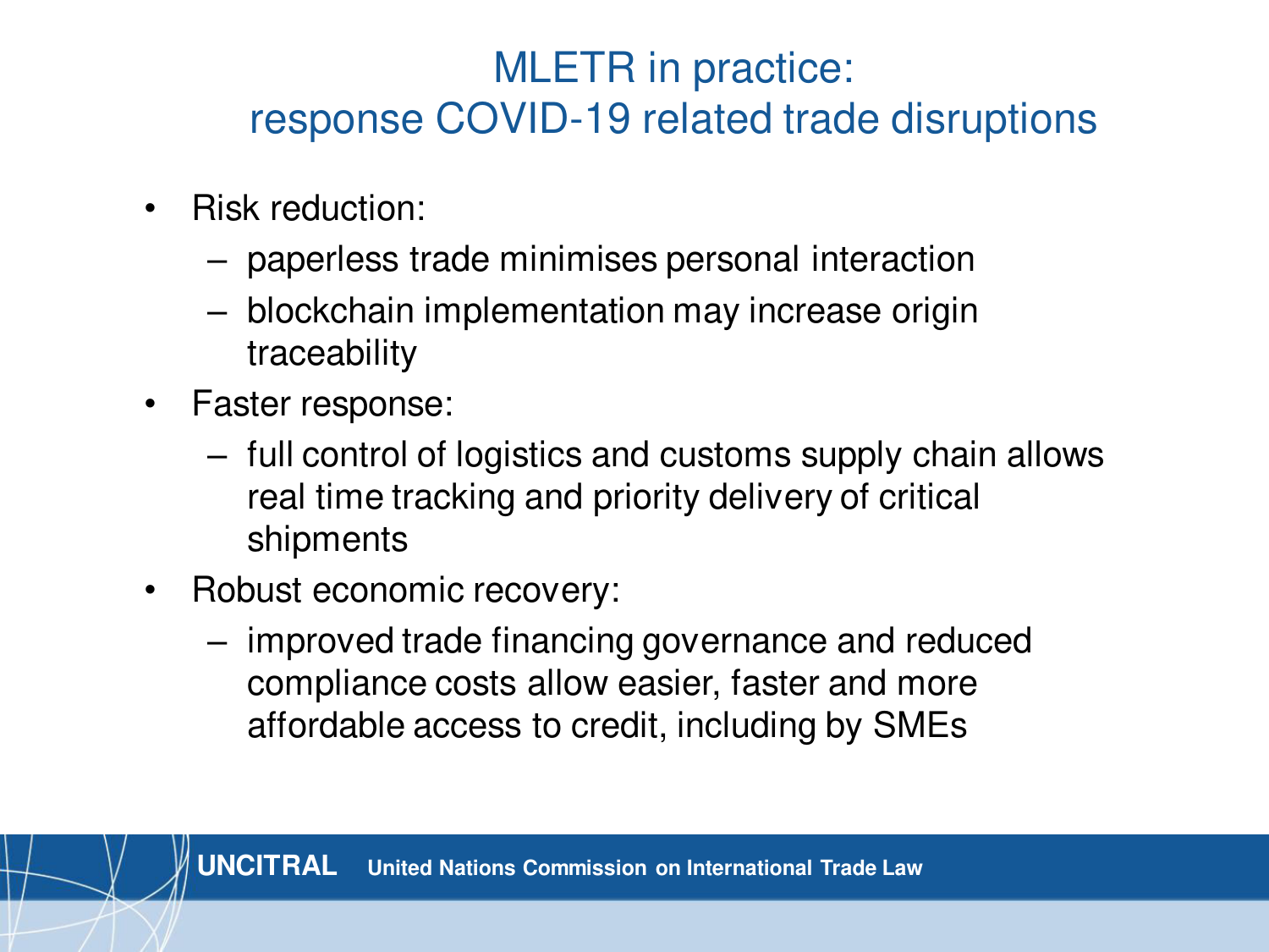# MLETR in practice: response COVID-19 related trade disruptions

- Risk reduction:
  - paperless trade minimises personal interaction
  - blockchain implementation may increase origin traceability
- Faster response:
  - full control of logistics and customs supply chain allows real time tracking and priority delivery of critical shipments
- Robust economic recovery:
  - improved trade financing governance and reduced compliance costs allow easier, faster and more affordable access to credit, including by SMEs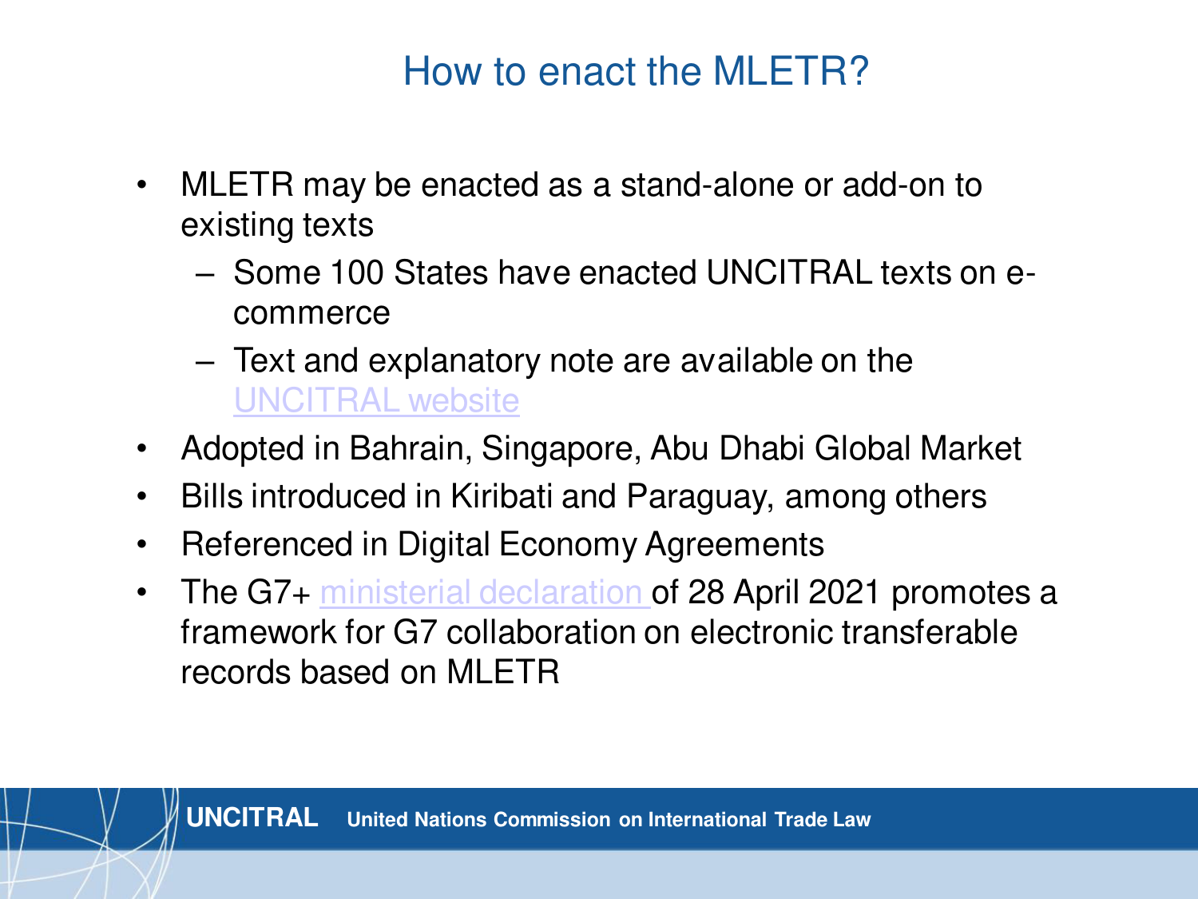# How to enact the MLETR?

- MLETR may be enacted as a stand-alone or add-on to existing texts
  - Some 100 States have enacted UNCITRAL texts on e-commerce
  - Text and explanatory note are available on the UNCITRAL website
- Adopted in Bahrain, Singapore, Abu Dhabi Global Market
- Bills introduced in Kiribati and Paraguay, among others
- Referenced in Digital Economy Agreements
- The G7+ ministerial declaration of 28 April 2021 promotes a framework for G7 collaboration on electronic transferable records based on MLETR